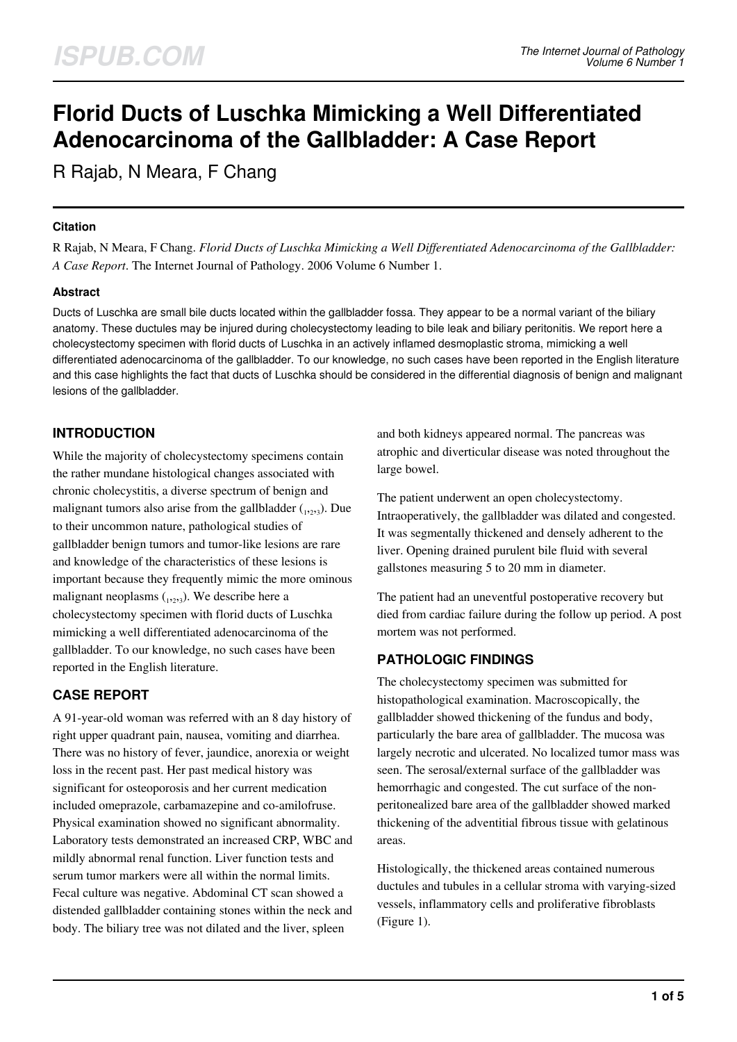# Florid Ducts of Luschka Mimicking a Well Differentiated Adenocarcinoma of the Gallbladder: A Case Report

R Rajab, N Meara, F Chang

### Citation

R Rajab, N Meara, F Chang. *Florid Ducts of Luschka Mimicking a Well Differentiated Adenocarcinoma of the Gallbladder: A Case Report*. The Internet Journal of Pathology. 2006 Volume 6 Number 1.

### Abstract

Ducts of Luschka are small bile ducts located within the gallbladder fossa. They appear to be a normal variant of the biliary anatomy. These ductules may be injured during cholecystectomy leading to bile leak and biliary peritonitis. We report here a cholecystectomy specimen with florid ducts of Luschka in an actively inflamed desmoplastic stroma, mimicking a well differentiated adenocarcinoma of the gallbladder. To our knowledge, no such cases have been reported in the English literature and this case highlights the fact that ducts of Luschka should be considered in the differential diagnosis of benign and malignant lesions of the gallbladder.

## INTRODUCTION

While the majority of cholecystectomy specimens contain the rather mundane histological changes associated with chronic cholecystitis, a diverse spectrum of benign and malignant tumors also arise from the gallbladder ([1,2,3]). Due to their uncommon nature, pathological studies of gallbladder benign tumors and tumor-like lesions are rare and knowledge of the characteristics of these lesions is important because they frequently mimic the more ominous malignant neoplasms ([1,2,3]). We describe here a cholecystectomy specimen with florid ducts of Luschka mimicking a well differentiated adenocarcinoma of the gallbladder. To our knowledge, no such cases have been reported in the English literature.

## CASE REPORT

A 91-year-old woman was referred with an 8 day history of right upper quadrant pain, nausea, vomiting and diarrhea. There was no history of fever, jaundice, anorexia or weight loss in the recent past. Her past medical history was significant for osteoporosis and her current medication included omeprazole, carbamazepine and co-amilofruse. Physical examination showed no significant abnormality. Laboratory tests demonstrated an increased CRP, WBC and mildly abnormal renal function. Liver function tests and serum tumor markers were all within the normal limits. Fecal culture was negative. Abdominal CT scan showed a distended gallbladder containing stones within the neck and body. The biliary tree was not dilated and the liver, spleen and both kidneys appeared normal. The pancreas was atrophic and diverticular disease was noted throughout the large bowel.

The patient underwent an open cholecystectomy. Intraoperatively, the gallbladder was dilated and congested. It was segmentally thickened and densely adherent to the liver. Opening drained purulent bile fluid with several gallstones measuring 5 to 20 mm in diameter.

The patient had an uneventful postoperative recovery but died from cardiac failure during the follow up period. A post mortem was not performed.

## PATHOLOGIC FINDINGS

The cholecystectomy specimen was submitted for histopathological examination. Macroscopically, the gallbladder showed thickening of the fundus and body, particularly the bare area of gallbladder. The mucosa was largely necrotic and ulcerated. No localized tumor mass was seen. The serosal/external surface of the gallbladder was hemorrhagic and congested. The cut surface of the non-peritonealized bare area of the gallbladder showed marked thickening of the adventitial fibrous tissue with gelatinous areas.

Histologically, the thickened areas contained numerous ductules and tubules in a cellular stroma with varying-sized vessels, inflammatory cells and proliferative fibroblasts (Figure 1).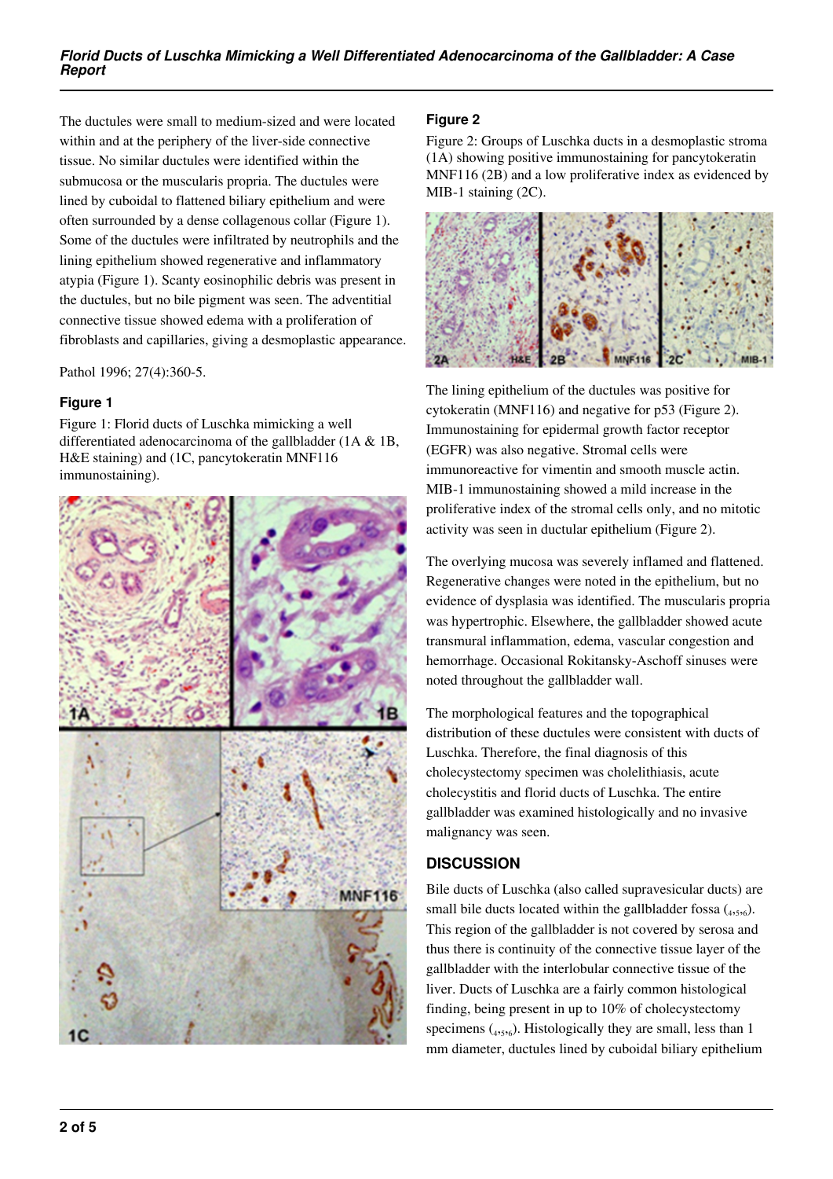The ductules were small to medium-sized and were located within and at the periphery of the liver-side connective tissue. No similar ductules were identified within the submucosa or the muscularis propria. The ductules were lined by cuboidal to flattened biliary epithelium and were often surrounded by a dense collagenous collar (Figure 1). Some of the ductules were infiltrated by neutrophils and the lining epithelium showed regenerative and inflammatory atypia (Figure 1). Scanty eosinophilic debris was present in the ductules, but no bile pigment was seen. The adventitial connective tissue showed edema with a proliferation of fibroblasts and capillaries, giving a desmoplastic appearance.

Pathol 1996; 27(4):360-5.

### Figure 1

Figure 1: Florid ducts of Luschka mimicking a well differentiated adenocarcinoma of the gallbladder (1A & 1B, H&E staining) and (1C, pancytokeratin MNF116 immunostaining).

### Figure 2

Figure 2: Groups of Luschka ducts in a desmoplastic stroma (1A) showing positive immunostaining for pancytokeratin MNF116 (2B) and a low proliferative index as evidenced by MIB-1 staining (2C).

The lining epithelium of the ductules was positive for cytokeratin (MNF116) and negative for p53 (Figure 2). Immunostaining for epidermal growth factor receptor (EGFR) was also negative. Stromal cells were immunoreactive for vimentin and smooth muscle actin. MIB-1 immunostaining showed a mild increase in the proliferative index of the stromal cells only, and no mitotic activity was seen in ductular epithelium (Figure 2).

The overlying mucosa was severely inflamed and flattened. Regenerative changes were noted in the epithelium, but no evidence of dysplasia was identified. The muscularis propria was hypertrophic. Elsewhere, the gallbladder showed acute transmural inflammation, edema, vascular congestion and hemorrhage. Occasional Rokitansky-Aschoff sinuses were noted throughout the gallbladder wall.

The morphological features and the topographical distribution of these ductules were consistent with ducts of Luschka. Therefore, the final diagnosis of this cholecystectomy specimen was cholelithiasis, acute cholecystitis and florid ducts of Luschka. The entire gallbladder was examined histologically and no invasive malignancy was seen.

## DISCUSSION

Bile ducts of Luschka (also called supravesicular ducts) are small bile ducts located within the gallbladder fossa ([4,5,6]). This region of the gallbladder is not covered by serosa and thus there is continuity of the connective tissue layer of the gallbladder with the interlobular connective tissue of the liver. Ducts of Luschka are a fairly common histological finding, being present in up to 10% of cholecystectomy specimens ([4,5,6]). Histologically they are small, less than 1 mm diameter, ductules lined by cuboidal biliary epithelium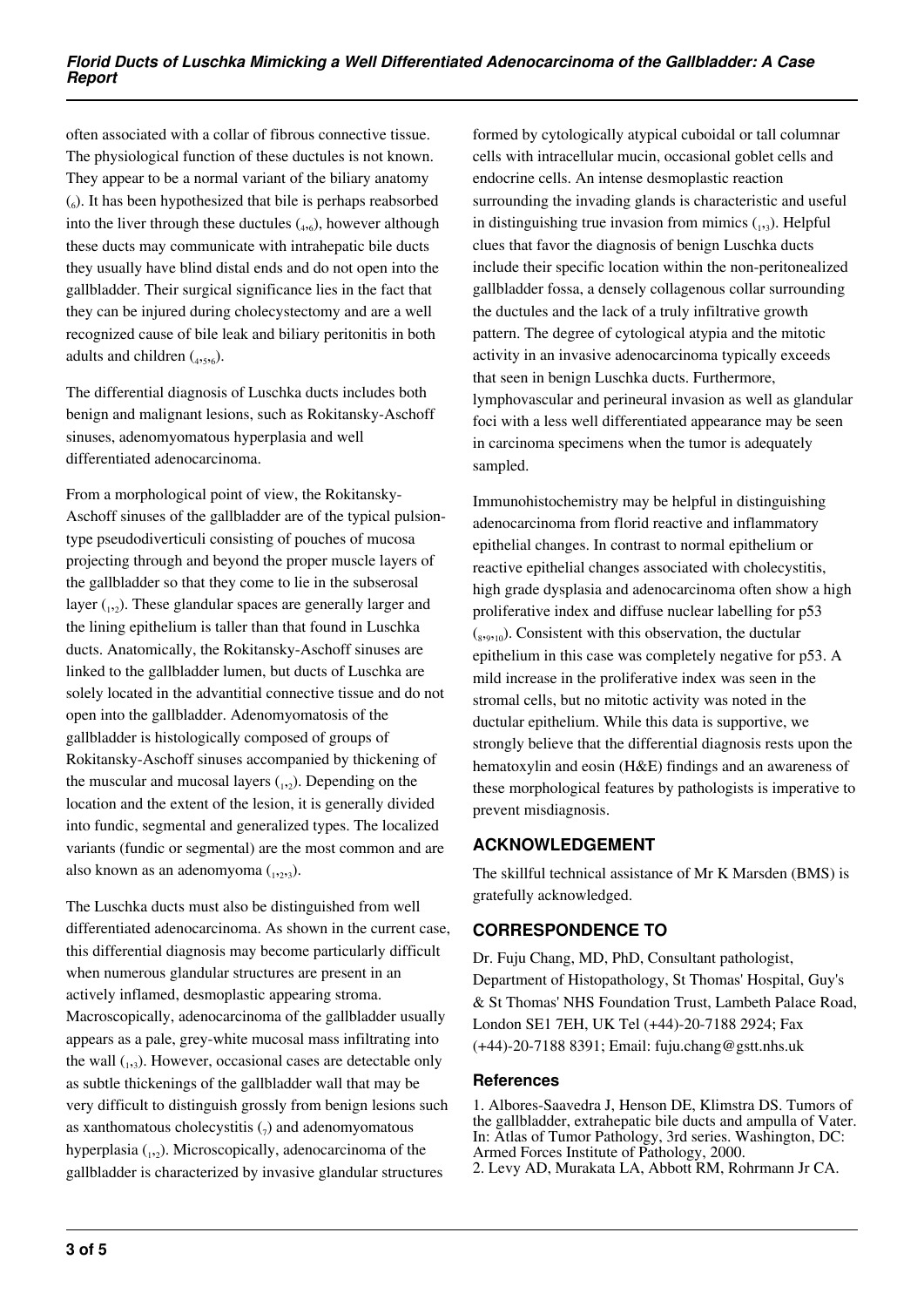often associated with a collar of fibrous connective tissue. The physiological function of these ductules is not known. They appear to be a normal variant of the biliary anatomy [6]. It has been hypothesized that bile is perhaps reabsorbed into the liver through these ductules [4,6], however although these ducts may communicate with intrahepatic bile ducts they usually have blind distal ends and do not open into the gallbladder. Their surgical significance lies in the fact that they can be injured during cholecystectomy and are a well recognized cause of bile leak and biliary peritonitis in both adults and children [4,5,6].

The differential diagnosis of Luschka ducts includes both benign and malignant lesions, such as Rokitansky-Aschoff sinuses, adenomyomatous hyperplasia and well differentiated adenocarcinoma.

From a morphological point of view, the Rokitansky-Aschoff sinuses of the gallbladder are of the typical pulsion-type pseudodiverticuli consisting of pouches of mucosa projecting through and beyond the proper muscle layers of the gallbladder so that they come to lie in the subserosal layer [1,2]. These glandular spaces are generally larger and the lining epithelium is taller than that found in Luschka ducts. Anatomically, the Rokitansky-Aschoff sinuses are linked to the gallbladder lumen, but ducts of Luschka are solely located in the advantitial connective tissue and do not open into the gallbladder. Adenomyomatosis of the gallbladder is histologically composed of groups of Rokitansky-Aschoff sinuses accompanied by thickening of the muscular and mucosal layers [1,2]. Depending on the location and the extent of the lesion, it is generally divided into fundic, segmental and generalized types. The localized variants (fundic or segmental) are the most common and are also known as an adenomyoma [1,2,3].

The Luschka ducts must also be distinguished from well differentiated adenocarcinoma. As shown in the current case, this differential diagnosis may become particularly difficult when numerous glandular structures are present in an actively inflamed, desmoplastic appearing stroma. Macroscopically, adenocarcinoma of the gallbladder usually appears as a pale, grey-white mucosal mass infiltrating into the wall [1,3]. However, occasional cases are detectable only as subtle thickenings of the gallbladder wall that may be very difficult to distinguish grossly from benign lesions such as xanthomatous cholecystitis [7] and adenomyomatous hyperplasia [1,2]. Microscopically, adenocarcinoma of the gallbladder is characterized by invasive glandular structures formed by cytologically atypical cuboidal or tall columnar cells with intracellular mucin, occasional goblet cells and endocrine cells. An intense desmoplastic reaction surrounding the invading glands is characteristic and useful in distinguishing true invasion from mimics [1,3]. Helpful clues that favor the diagnosis of benign Luschka ducts include their specific location within the non-peritonealized gallbladder fossa, a densely collagenous collar surrounding the ductules and the lack of a truly infiltrative growth pattern. The degree of cytological atypia and the mitotic activity in an invasive adenocarcinoma typically exceeds that seen in benign Luschka ducts. Furthermore, lymphovascular and perineural invasion as well as glandular foci with a less well differentiated appearance may be seen in carcinoma specimens when the tumor is adequately sampled.

Immunohistochemistry may be helpful in distinguishing adenocarcinoma from florid reactive and inflammatory epithelial changes. In contrast to normal epithelium or reactive epithelial changes associated with cholecystitis, high grade dysplasia and adenocarcinoma often show a high proliferative index and diffuse nuclear labelling for p53 [8,9,10]. Consistent with this observation, the ductular epithelium in this case was completely negative for p53. A mild increase in the proliferative index was seen in the stromal cells, but no mitotic activity was noted in the ductular epithelium. While this data is supportive, we strongly believe that the differential diagnosis rests upon the hematoxylin and eosin (H&E) findings and an awareness of these morphological features by pathologists is imperative to prevent misdiagnosis.

## ACKNOWLEDGEMENT

The skillful technical assistance of Mr K Marsden (BMS) is gratefully acknowledged.

## CORRESPONDENCE TO

Dr. Fuju Chang, MD, PhD, Consultant pathologist, Department of Histopathology, St Thomas' Hospital, Guy's & St Thomas' NHS Foundation Trust, Lambeth Palace Road, London SE1 7EH, UK Tel (+44)-20-7188 2924; Fax (+44)-20-7188 8391; Email: fuju.chang@gstt.nhs.uk

### References

1. Albores-Saavedra J, Henson DE, Klimstra DS. Tumors of the gallbladder, extrahepatic bile ducts and ampulla of Vater. In: Atlas of Tumor Pathology, 3rd series. Washington, DC: Armed Forces Institute of Pathology, 2000.
2. Levy AD, Murakata LA, Abbott RM, Rohrmann Jr CA.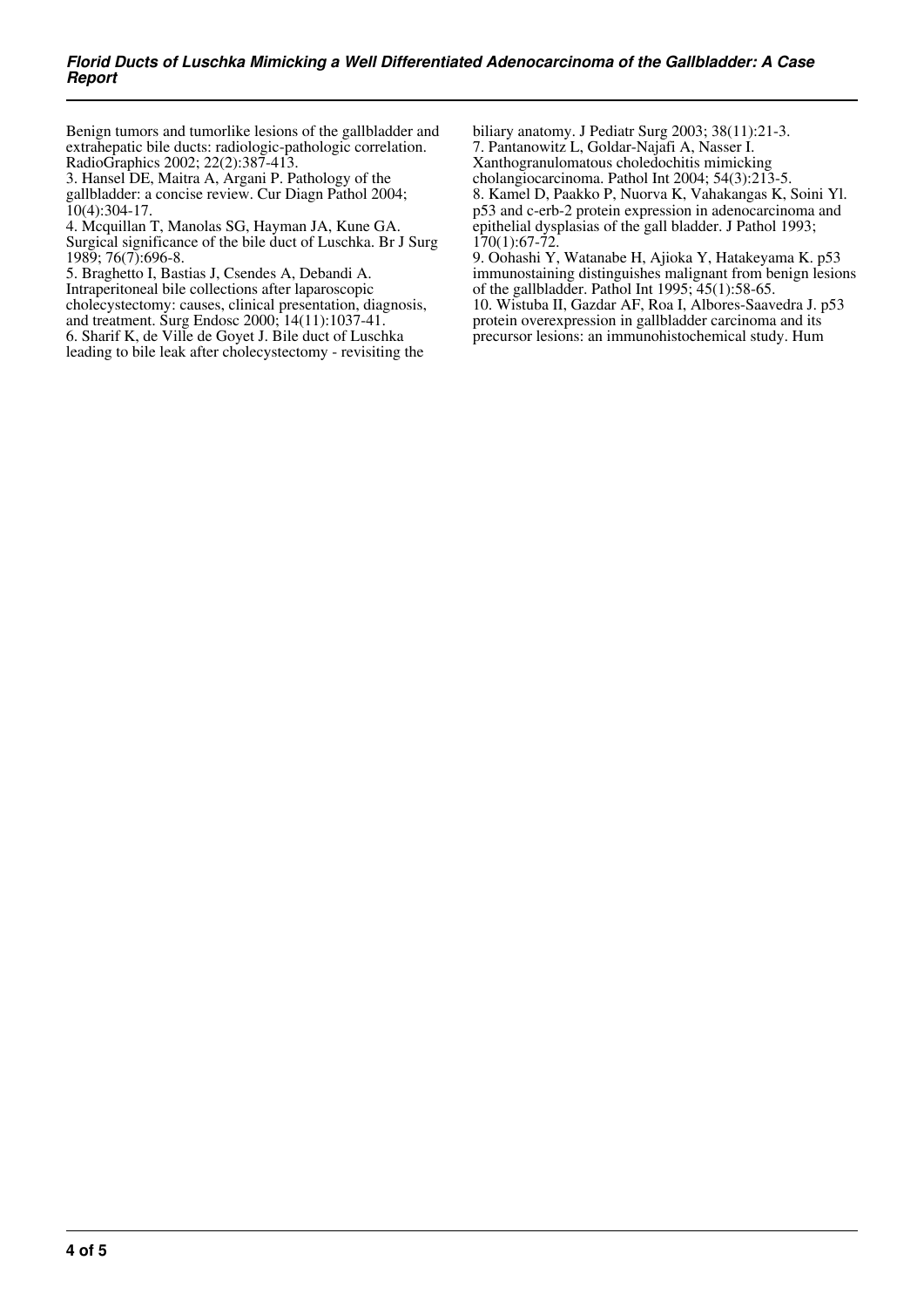Benign tumors and tumorlike lesions of the gallbladder and extrahepatic bile ducts: radiologic-pathologic correlation. RadioGraphics 2002; 22(2):387-413.

3. Hansel DE, Maitra A, Argani P. Pathology of the gallbladder: a concise review. Cur Diagn Pathol 2004; 10(4):304-17.

4. Mcquillan T, Manolas SG, Hayman JA, Kune GA. Surgical significance of the bile duct of Luschka. Br J Surg 1989; 76(7):696-8.

5. Braghetto I, Bastias J, Csendes A, Debandi A. Intraperitoneal bile collections after laparoscopic cholecystectomy: causes, clinical presentation, diagnosis, and treatment. Surg Endosc 2000; 14(11):1037-41.

6. Sharif K, de Ville de Goyet J. Bile duct of Luschka leading to bile leak after cholecystectomy - revisiting the biliary anatomy. J Pediatr Surg 2003; 38(11):21-3.

7. Pantanowitz L, Goldar-Najafi A, Nasser I. Xanthogranulomatous choledochitis mimicking cholangiocarcinoma. Pathol Int 2004; 54(3):213-5.

8. Kamel D, Paakko P, Nuorva K, Vahakangas K, Soini Yl. p53 and c-erb-2 protein expression in adenocarcinoma and epithelial dysplasias of the gall bladder. J Pathol 1993; 170(1):67-72.

9. Oohashi Y, Watanabe H, Ajioka Y, Hatakeyama K. p53 immunostaining distinguishes malignant from benign lesions of the gallbladder. Pathol Int 1995; 45(1):58-65.

10. Wistuba II, Gazdar AF, Roa I, Albores-Saavedra J. p53 protein overexpression in gallbladder carcinoma and its precursor lesions: an immunohistochemical study. Hum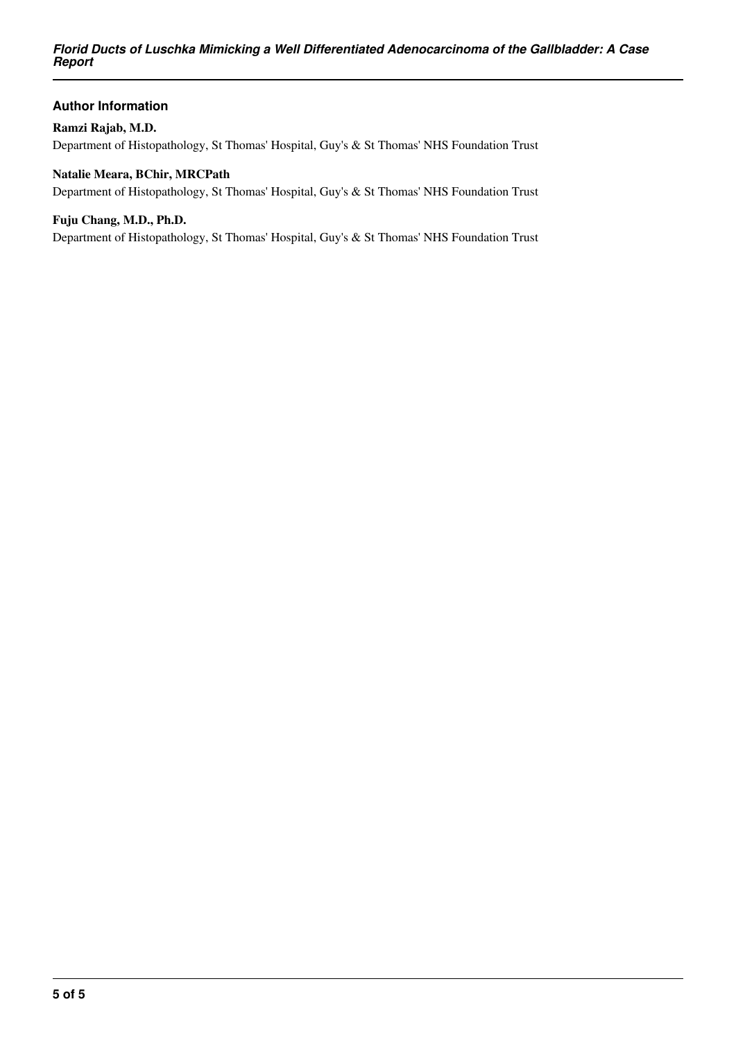## Author Information

**Ramzi Rajab, M.D.**
Department of Histopathology, St Thomas' Hospital, Guy's & St Thomas' NHS Foundation Trust

**Natalie Meara, BChir, MRCPath**
Department of Histopathology, St Thomas' Hospital, Guy's & St Thomas' NHS Foundation Trust

**Fuju Chang, M.D., Ph.D.**
Department of Histopathology, St Thomas' Hospital, Guy's & St Thomas' NHS Foundation Trust